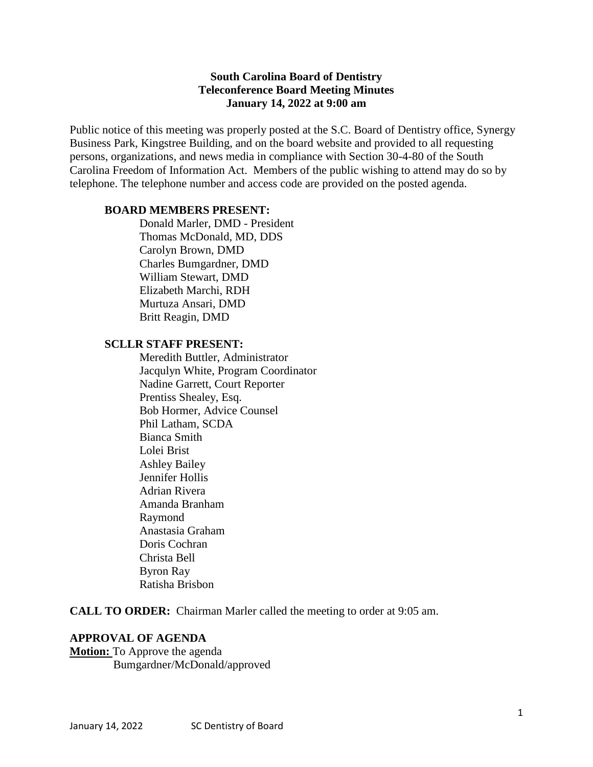**South Carolina Board of Dentistry**
**Teleconference Board Meeting Minutes**
**January 14, 2022 at 9:00 am**

Public notice of this meeting was properly posted at the S.C. Board of Dentistry office, Synergy Business Park, Kingstree Building, and on the board website and provided to all requesting persons, organizations, and news media in compliance with Section 30-4-80 of the South Carolina Freedom of Information Act. Members of the public wishing to attend may do so by telephone. The telephone number and access code are provided on the posted agenda.

**BOARD MEMBERS PRESENT:**

Donald Marler, DMD - President
Thomas McDonald, MD, DDS
Carolyn Brown, DMD
Charles Bumgardner, DMD
William Stewart, DMD
Elizabeth Marchi, RDH
Murtuza Ansari, DMD
Britt Reagin, DMD

**SCLLR STAFF PRESENT:**

Meredith Buttler, Administrator
Jacqulyn White, Program Coordinator
Nadine Garrett, Court Reporter
Prentiss Shealey, Esq.
Bob Hormer, Advice Counsel
Phil Latham, SCDA
Bianca Smith
Lolei Brist
Ashley Bailey
Jennifer Hollis
Adrian Rivera
Amanda Branham
Raymond
Anastasia Graham
Doris Cochran
Christa Bell
Byron Ray
Ratisha Brisbon

**CALL TO ORDER:** Chairman Marler called the meeting to order at 9:05 am.

**APPROVAL OF AGENDA**

**Motion:** To Approve the agenda
Bumgardner/McDonald/approved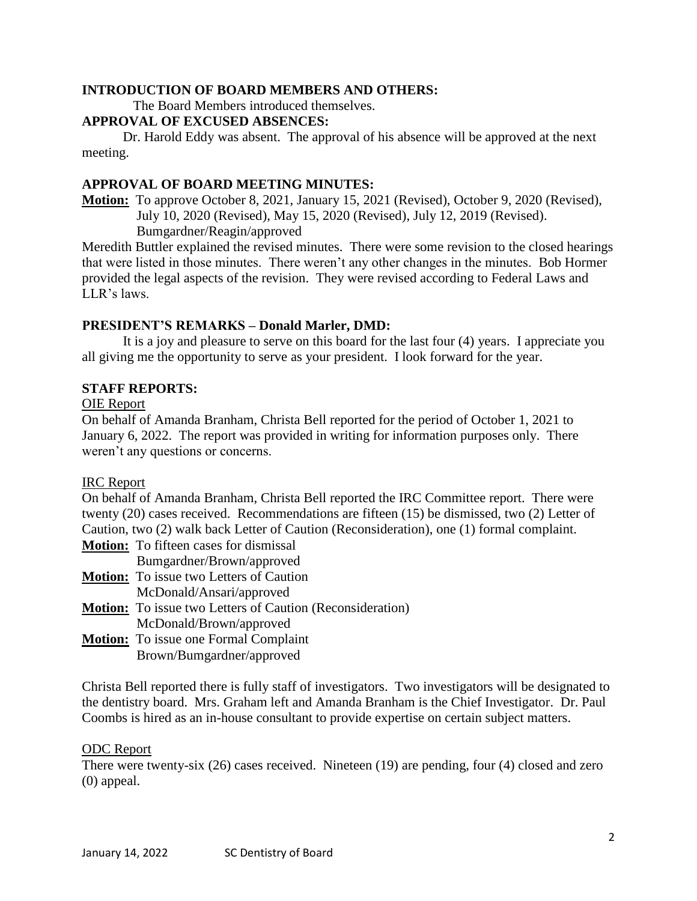**INTRODUCTION OF BOARD MEMBERS AND OTHERS:**

The Board Members introduced themselves.

**APPROVAL OF EXCUSED ABSENCES:**

Dr. Harold Eddy was absent. The approval of his absence will be approved at the next meeting.

**APPROVAL OF BOARD MEETING MINUTES:**

**Motion:** To approve October 8, 2021, January 15, 2021 (Revised), October 9, 2020 (Revised), July 10, 2020 (Revised), May 15, 2020 (Revised), July 12, 2019 (Revised).
Bumgardner/Reagin/approved

Meredith Buttler explained the revised minutes. There were some revision to the closed hearings that were listed in those minutes. There weren't any other changes in the minutes. Bob Hormer provided the legal aspects of the revision. They were revised according to Federal Laws and LLR's laws.

**PRESIDENT'S REMARKS – Donald Marler, DMD:**

It is a joy and pleasure to serve on this board for the last four (4) years. I appreciate you all giving me the opportunity to serve as your president. I look forward for the year.

**STAFF REPORTS:**

OIE Report

On behalf of Amanda Branham, Christa Bell reported for the period of October 1, 2021 to January 6, 2022. The report was provided in writing for information purposes only. There weren't any questions or concerns.

IRC Report

On behalf of Amanda Branham, Christa Bell reported the IRC Committee report. There were twenty (20) cases received. Recommendations are fifteen (15) be dismissed, two (2) Letter of Caution, two (2) walk back Letter of Caution (Reconsideration), one (1) formal complaint.

**Motion:** To fifteen cases for dismissal
Bumgardner/Brown/approved

**Motion:** To issue two Letters of Caution
McDonald/Ansari/approved

**Motion:** To issue two Letters of Caution (Reconsideration)
McDonald/Brown/approved

**Motion:** To issue one Formal Complaint
Brown/Bumgardner/approved

Christa Bell reported there is fully staff of investigators. Two investigators will be designated to the dentistry board. Mrs. Graham left and Amanda Branham is the Chief Investigator. Dr. Paul Coombs is hired as an in-house consultant to provide expertise on certain subject matters.

ODC Report

There were twenty-six (26) cases received. Nineteen (19) are pending, four (4) closed and zero (0) appeal.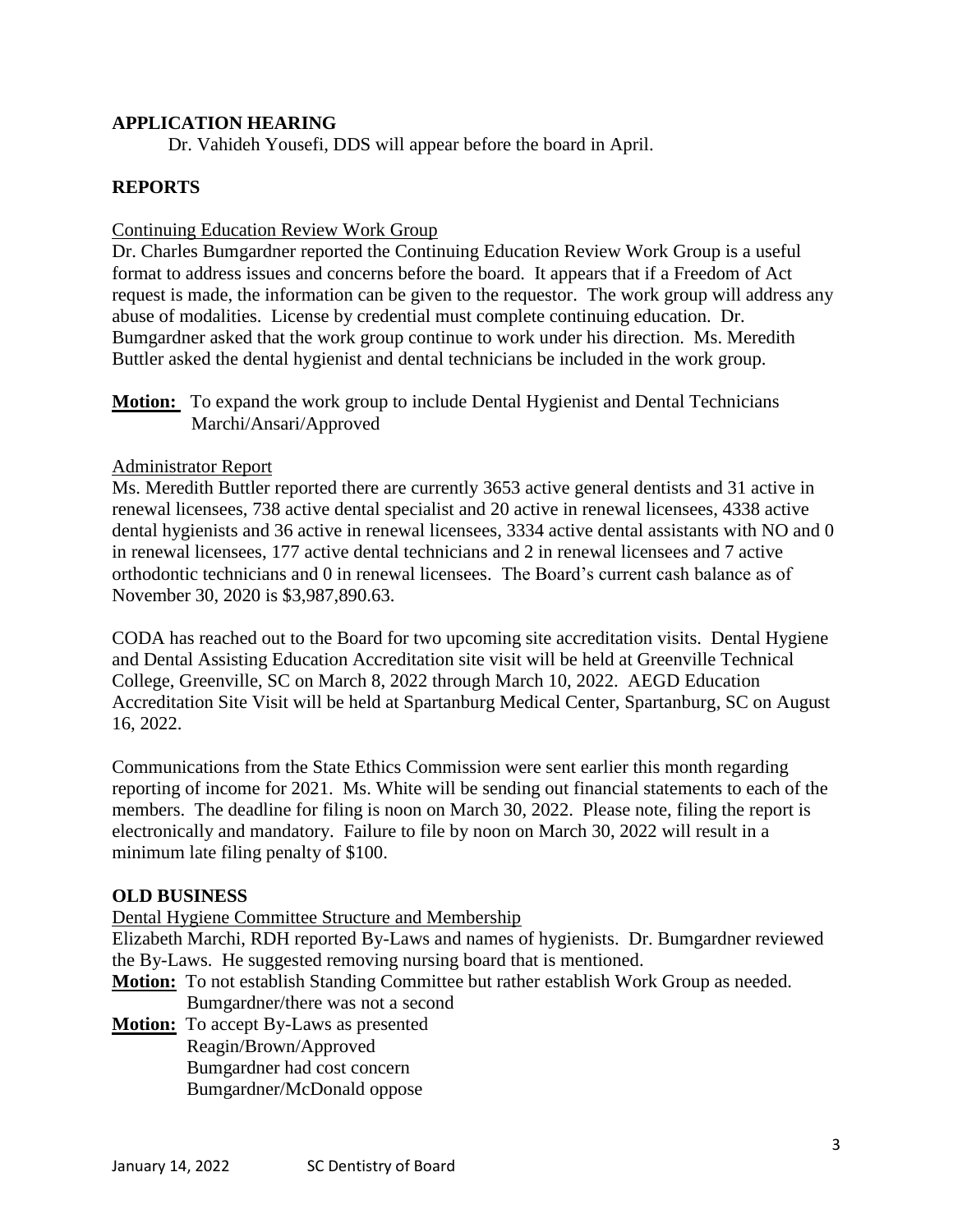## APPLICATION HEARING

Dr. Vahideh Yousefi, DDS will appear before the board in April.

## REPORTS

Continuing Education Review Work Group

Dr. Charles Bumgardner reported the Continuing Education Review Work Group is a useful format to address issues and concerns before the board. It appears that if a Freedom of Act request is made, the information can be given to the requestor. The work group will address any abuse of modalities. License by credential must complete continuing education. Dr. Bumgardner asked that the work group continue to work under his direction. Ms. Meredith Buttler asked the dental hygienist and dental technicians be included in the work group.

**Motion:** To expand the work group to include Dental Hygienist and Dental Technicians
Marchi/Ansari/Approved

Administrator Report

Ms. Meredith Buttler reported there are currently 3653 active general dentists and 31 active in renewal licensees, 738 active dental specialist and 20 active in renewal licensees, 4338 active dental hygienists and 36 active in renewal licensees, 3334 active dental assistants with NO and 0 in renewal licensees, 177 active dental technicians and 2 in renewal licensees and 7 active orthodontic technicians and 0 in renewal licensees. The Board's current cash balance as of November 30, 2020 is $3,987,890.63.

CODA has reached out to the Board for two upcoming site accreditation visits. Dental Hygiene and Dental Assisting Education Accreditation site visit will be held at Greenville Technical College, Greenville, SC on March 8, 2022 through March 10, 2022. AEGD Education Accreditation Site Visit will be held at Spartanburg Medical Center, Spartanburg, SC on August 16, 2022.

Communications from the State Ethics Commission were sent earlier this month regarding reporting of income for 2021. Ms. White will be sending out financial statements to each of the members. The deadline for filing is noon on March 30, 2022. Please note, filing the report is electronically and mandatory. Failure to file by noon on March 30, 2022 will result in a minimum late filing penalty of $100.

## OLD BUSINESS

Dental Hygiene Committee Structure and Membership

Elizabeth Marchi, RDH reported By-Laws and names of hygienists. Dr. Bumgardner reviewed the By-Laws. He suggested removing nursing board that is mentioned.

**Motion:** To not establish Standing Committee but rather establish Work Group as needed.
Bumgardner/there was not a second

**Motion:** To accept By-Laws as presented
Reagin/Brown/Approved
Bumgardner had cost concern
Bumgardner/McDonald oppose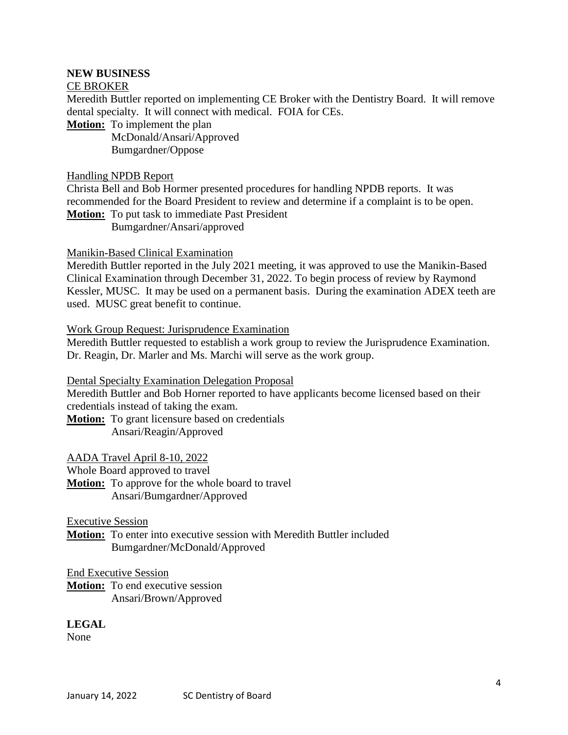**NEW BUSINESS**

CE BROKER

Meredith Buttler reported on implementing CE Broker with the Dentistry Board. It will remove dental specialty. It will connect with medical. FOIA for CEs.

**Motion:** To implement the plan
McDonald/Ansari/Approved
Bumgardner/Oppose

Handling NPDB Report

Christa Bell and Bob Hormer presented procedures for handling NPDB reports. It was recommended for the Board President to review and determine if a complaint is to be open.

**Motion:** To put task to immediate Past President
Bumgardner/Ansari/approved

Manikin-Based Clinical Examination

Meredith Buttler reported in the July 2021 meeting, it was approved to use the Manikin-Based Clinical Examination through December 31, 2022. To begin process of review by Raymond Kessler, MUSC. It may be used on a permanent basis. During the examination ADEX teeth are used. MUSC great benefit to continue.

Work Group Request: Jurisprudence Examination

Meredith Buttler requested to establish a work group to review the Jurisprudence Examination. Dr. Reagin, Dr. Marler and Ms. Marchi will serve as the work group.

Dental Specialty Examination Delegation Proposal

Meredith Buttler and Bob Horner reported to have applicants become licensed based on their credentials instead of taking the exam.

**Motion:** To grant licensure based on credentials
Ansari/Reagin/Approved

AADA Travel April 8-10, 2022

Whole Board approved to travel

**Motion:** To approve for the whole board to travel
Ansari/Bumgardner/Approved

Executive Session

**Motion:** To enter into executive session with Meredith Buttler included
Bumgardner/McDonald/Approved

End Executive Session

**Motion:** To end executive session
Ansari/Brown/Approved

**LEGAL**

None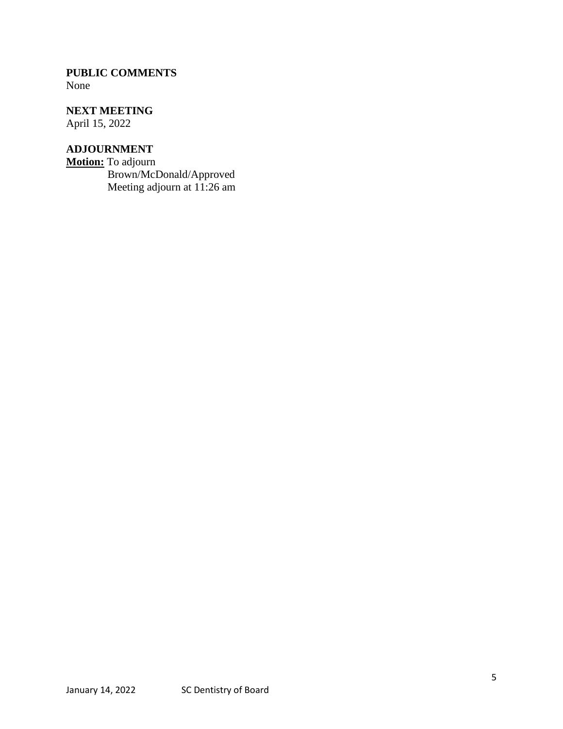**PUBLIC COMMENTS**
None

**NEXT MEETING**
April 15, 2022

**ADJOURNMENT**
**Motion:** To adjourn
Brown/McDonald/Approved
Meeting adjourn at 11:26 am